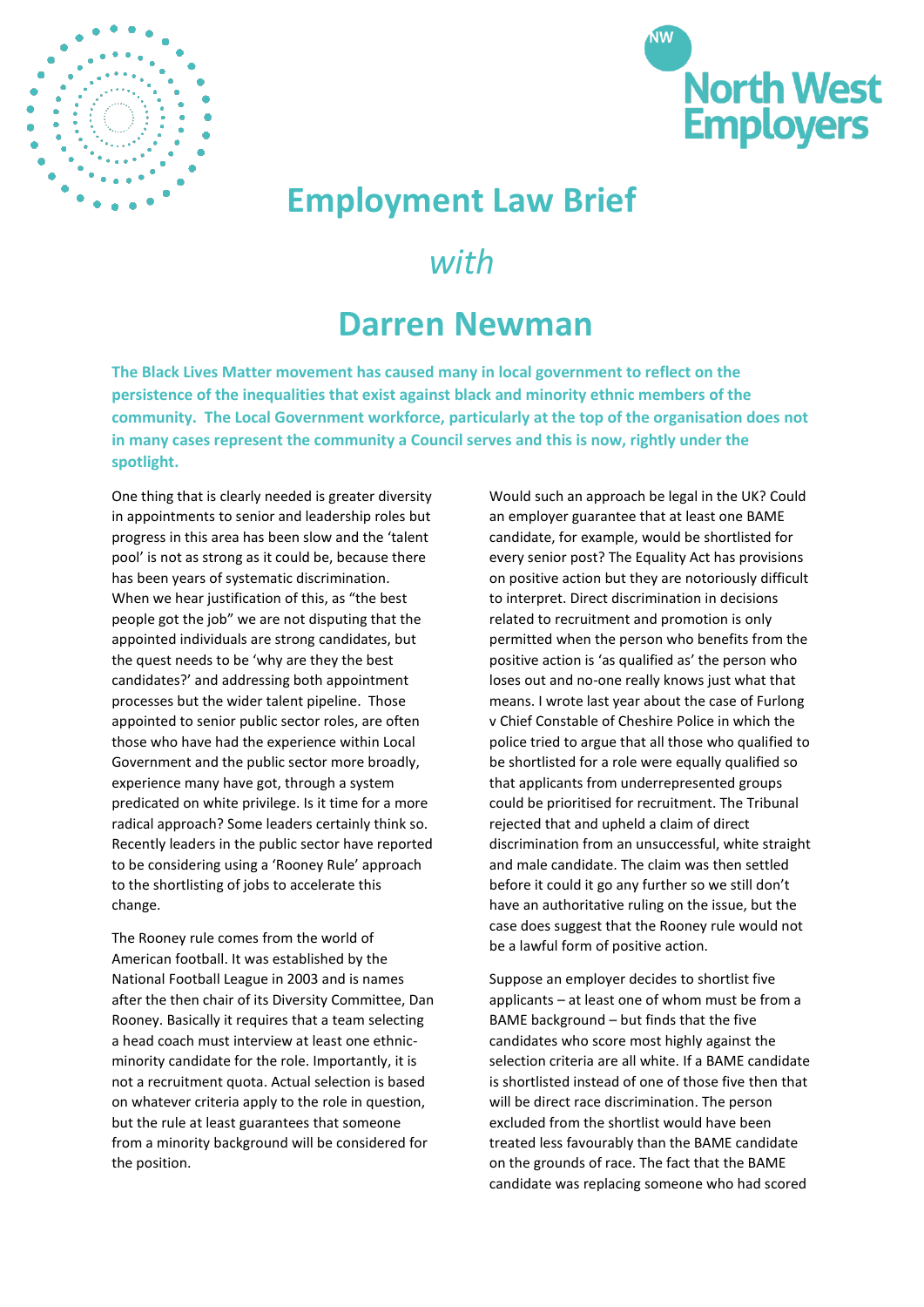# Employment Law Brief

## *with*

# Darren Newman

**The Black Lives Matter movement has caused many in local government to reflect on the persistence of the inequalities that exist against black and minority ethnic members of the community. The Local Government workforce, particularly at the top of the organisation does not in many cases represent the community a Council serves and this is now, rightly under the spotlight.**

One thing that is clearly needed is greater diversity in appointments to senior and leadership roles but progress in this area has been slow and the 'talent pool' is not as strong as it could be, because there has been years of systematic discrimination. When we hear justification of this, as "the best people got the job" we are not disputing that the appointed individuals are strong candidates, but the quest needs to be 'why are they the best candidates?' and addressing both appointment processes but the wider talent pipeline. Those appointed to senior public sector roles, are often those who have had the experience within Local Government and the public sector more broadly, experience many have got, through a system predicated on white privilege. Is it time for a more radical approach? Some leaders certainly think so. Recently leaders in the public sector have reported to be considering using a 'Rooney Rule' approach to the shortlisting of jobs to accelerate this change.

The Rooney rule comes from the world of American football. It was established by the National Football League in 2003 and is names after the then chair of its Diversity Committee, Dan Rooney. Basically it requires that a team selecting a head coach must interview at least one ethnic-minority candidate for the role. Importantly, it is not a recruitment quota. Actual selection is based on whatever criteria apply to the role in question, but the rule at least guarantees that someone from a minority background will be considered for the position.

Would such an approach be legal in the UK? Could an employer guarantee that at least one BAME candidate, for example, would be shortlisted for every senior post? The Equality Act has provisions on positive action but they are notoriously difficult to interpret. Direct discrimination in decisions related to recruitment and promotion is only permitted when the person who benefits from the positive action is 'as qualified as' the person who loses out and no-one really knows just what that means. I wrote last year about the case of Furlong v Chief Constable of Cheshire Police in which the police tried to argue that all those who qualified to be shortlisted for a role were equally qualified so that applicants from underrepresented groups could be prioritised for recruitment. The Tribunal rejected that and upheld a claim of direct discrimination from an unsuccessful, white straight and male candidate. The claim was then settled before it could it go any further so we still don't have an authoritative ruling on the issue, but the case does suggest that the Rooney rule would not be a lawful form of positive action.

Suppose an employer decides to shortlist five applicants – at least one of whom must be from a BAME background – but finds that the five candidates who score most highly against the selection criteria are all white. If a BAME candidate is shortlisted instead of one of those five then that will be direct race discrimination. The person excluded from the shortlist would have been treated less favourably than the BAME candidate on the grounds of race. The fact that the BAME candidate was replacing someone who had scored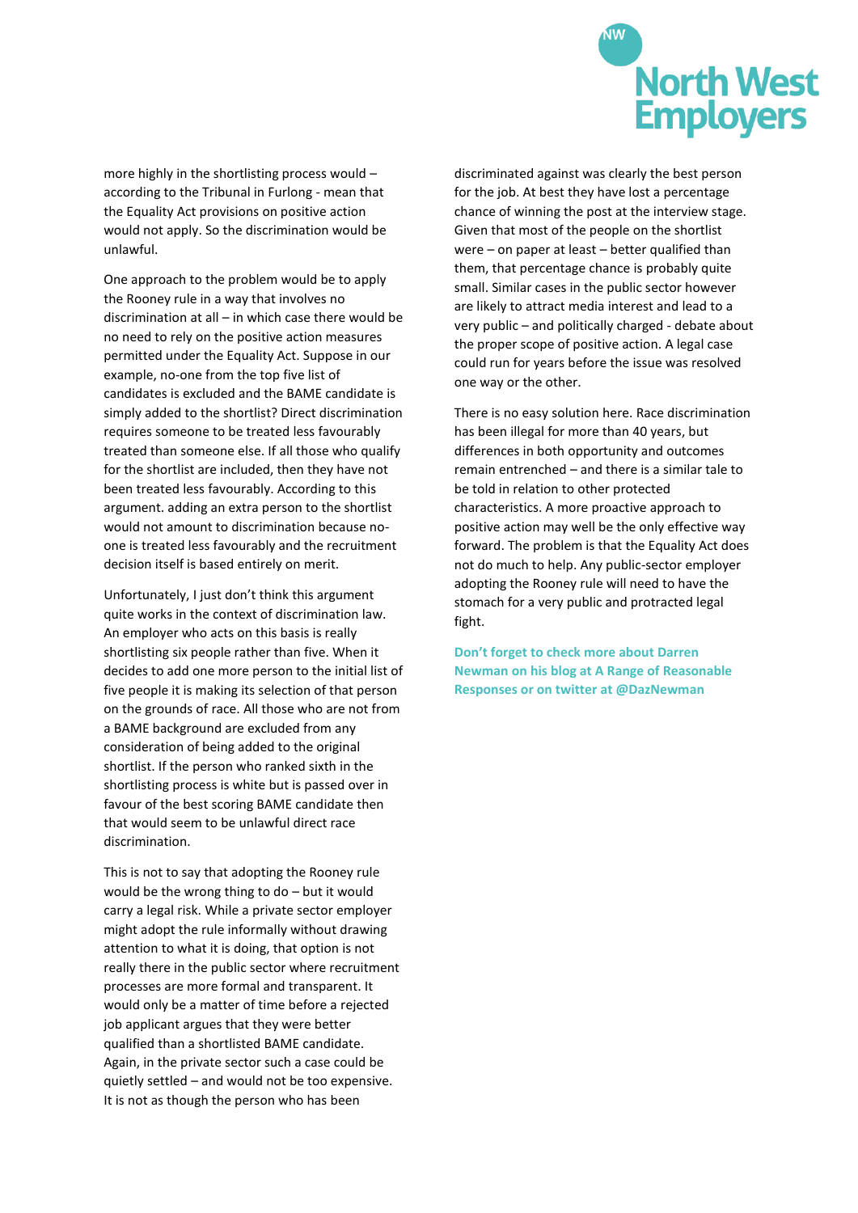more highly in the shortlisting process would – according to the Tribunal in Furlong - mean that the Equality Act provisions on positive action would not apply. So the discrimination would be unlawful.

One approach to the problem would be to apply the Rooney rule in a way that involves no discrimination at all – in which case there would be no need to rely on the positive action measures permitted under the Equality Act. Suppose in our example, no-one from the top five list of candidates is excluded and the BAME candidate is simply added to the shortlist? Direct discrimination requires someone to be treated less favourably treated than someone else. If all those who qualify for the shortlist are included, then they have not been treated less favourably. According to this argument. adding an extra person to the shortlist would not amount to discrimination because no-one is treated less favourably and the recruitment decision itself is based entirely on merit.

Unfortunately, I just don't think this argument quite works in the context of discrimination law. An employer who acts on this basis is really shortlisting six people rather than five. When it decides to add one more person to the initial list of five people it is making its selection of that person on the grounds of race. All those who are not from a BAME background are excluded from any consideration of being added to the original shortlist. If the person who ranked sixth in the shortlisting process is white but is passed over in favour of the best scoring BAME candidate then that would seem to be unlawful direct race discrimination.

This is not to say that adopting the Rooney rule would be the wrong thing to do – but it would carry a legal risk. While a private sector employer might adopt the rule informally without drawing attention to what it is doing, that option is not really there in the public sector where recruitment processes are more formal and transparent. It would only be a matter of time before a rejected job applicant argues that they were better qualified than a shortlisted BAME candidate. Again, in the private sector such a case could be quietly settled – and would not be too expensive. It is not as though the person who has been discriminated against was clearly the best person for the job. At best they have lost a percentage chance of winning the post at the interview stage. Given that most of the people on the shortlist were – on paper at least – better qualified than them, that percentage chance is probably quite small. Similar cases in the public sector however are likely to attract media interest and lead to a very public – and politically charged - debate about the proper scope of positive action. A legal case could run for years before the issue was resolved one way or the other.

There is no easy solution here. Race discrimination has been illegal for more than 40 years, but differences in both opportunity and outcomes remain entrenched – and there is a similar tale to be told in relation to other protected characteristics. A more proactive approach to positive action may well be the only effective way forward. The problem is that the Equality Act does not do much to help. Any public-sector employer adopting the Rooney rule will need to have the stomach for a very public and protracted legal fight.

**Don't forget to check more about Darren Newman on his blog at A Range of Reasonable Responses or on twitter at @DazNewman**